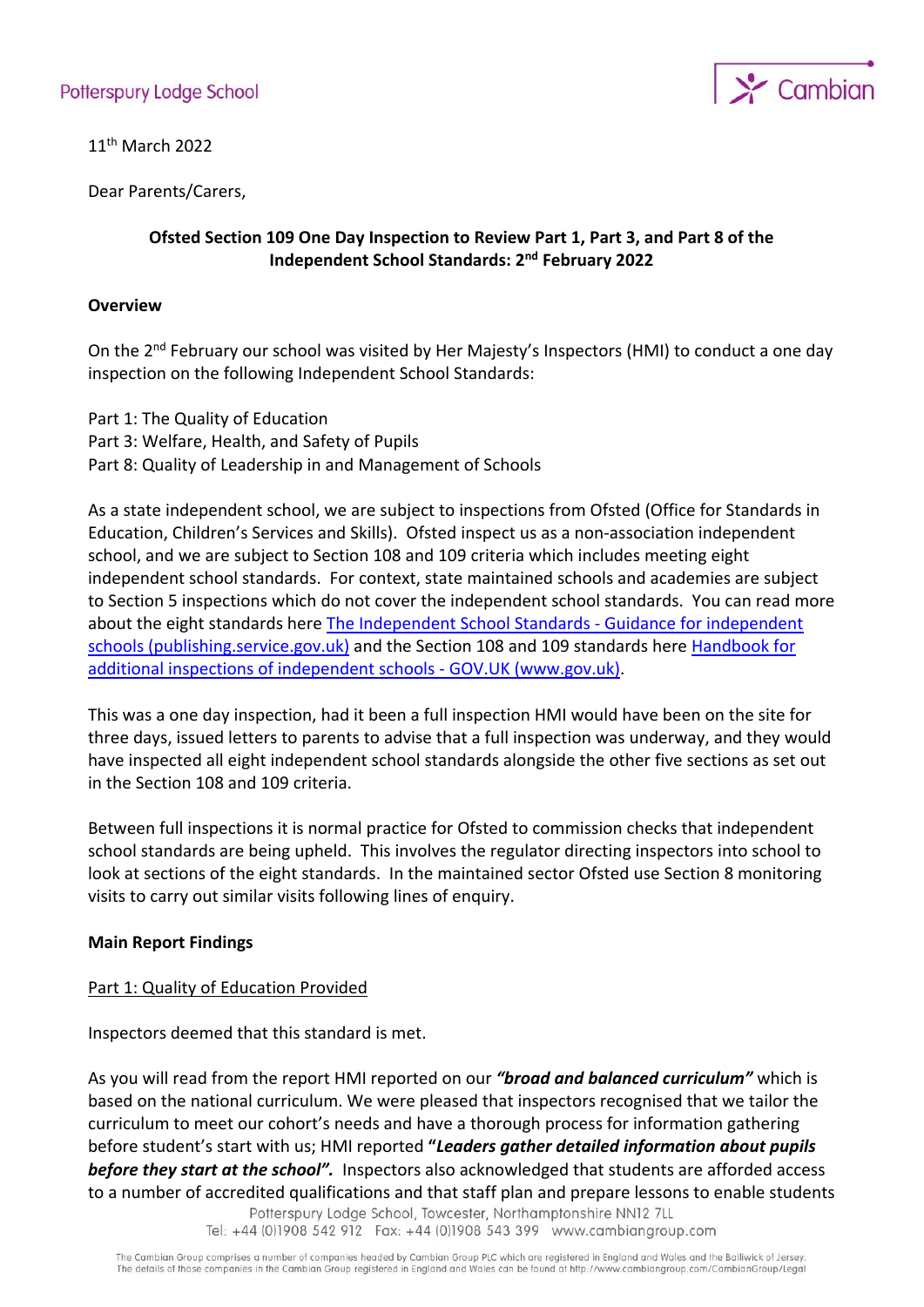Potterspury Lodge School

11th March 2022

Dear Parents/Carers,

**Ofsted Section 109 One Day Inspection to Review Part 1, Part 3, and Part 8 of the Independent School Standards: 2nd February 2022**

**Overview**

On the 2nd February our school was visited by Her Majesty's Inspectors (HMI) to conduct a one day inspection on the following Independent School Standards:

Part 1: The Quality of Education
Part 3: Welfare, Health, and Safety of Pupils
Part 8: Quality of Leadership in and Management of Schools

As a state independent school, we are subject to inspections from Ofsted (Office for Standards in Education, Children's Services and Skills). Ofsted inspect us as a non-association independent school, and we are subject to Section 108 and 109 criteria which includes meeting eight independent school standards. For context, state maintained schools and academies are subject to Section 5 inspections which do not cover the independent school standards. You can read more about the eight standards here [The Independent School Standards - Guidance for independent schools (publishing.service.gov.uk)] and the Section 108 and 109 standards here [Handbook for additional inspections of independent schools - GOV.UK (www.gov.uk)].

This was a one day inspection, had it been a full inspection HMI would have been on the site for three days, issued letters to parents to advise that a full inspection was underway, and they would have inspected all eight independent school standards alongside the other five sections as set out in the Section 108 and 109 criteria.

Between full inspections it is normal practice for Ofsted to commission checks that independent school standards are being upheld. This involves the regulator directing inspectors into school to look at sections of the eight standards. In the maintained sector Ofsted use Section 8 monitoring visits to carry out similar visits following lines of enquiry.

**Main Report Findings**

Part 1: Quality of Education Provided

Inspectors deemed that this standard is met.

As you will read from the report HMI reported on our ***"broad and balanced curriculum"*** which is based on the national curriculum. We were pleased that inspectors recognised that we tailor the curriculum to meet our cohort's needs and have a thorough process for information gathering before student's start with us; HMI reported **"*Leaders gather detailed information about pupils before they start at the school".*** Inspectors also acknowledged that students are afforded access to a number of accredited qualifications and that staff plan and prepare lessons to enable students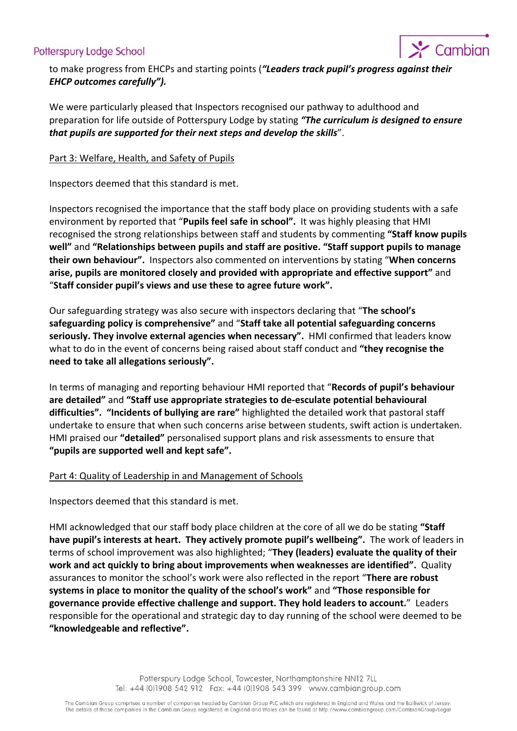to make progress from EHCPs and starting points (***"Leaders track pupil's progress against their EHCP outcomes carefully").***

We were particularly pleased that Inspectors recognised our pathway to adulthood and preparation for life outside of Potterspury Lodge by stating ***"The curriculum is designed to ensure that pupils are supported for their next steps and develop the skills***".

<u>Part 3: Welfare, Health, and Safety of Pupils</u>

Inspectors deemed that this standard is met.

Inspectors recognised the importance that the staff body place on providing students with a safe environment by reported that "**Pupils feel safe in school".** It was highly pleasing that HMI recognised the strong relationships between staff and students by commenting **"Staff know pupils well"** and **"Relationships between pupils and staff are positive. "Staff support pupils to manage their own behaviour".** Inspectors also commented on interventions by stating "**When concerns arise, pupils are monitored closely and provided with appropriate and effective support"** and "**Staff consider pupil's views and use these to agree future work".**

Our safeguarding strategy was also secure with inspectors declaring that "**The school's safeguarding policy is comprehensive"** and "**Staff take all potential safeguarding concerns seriously. They involve external agencies when necessary".** HMI confirmed that leaders know what to do in the event of concerns being raised about staff conduct and **"they recognise the need to take all allegations seriously".**

In terms of managing and reporting behaviour HMI reported that "**Records of pupil's behaviour are detailed"** and **"Staff use appropriate strategies to de-esculate potential behavioural difficulties". "Incidents of bullying are rare"** highlighted the detailed work that pastoral staff undertake to ensure that when such concerns arise between students, swift action is undertaken. HMI praised our **"detailed"** personalised support plans and risk assessments to ensure that **"pupils are supported well and kept safe".**

<u>Part 4: Quality of Leadership in and Management of Schools</u>

Inspectors deemed that this standard is met.

HMI acknowledged that our staff body place children at the core of all we do be stating **"Staff have pupil's interests at heart. They actively promote pupil's wellbeing".** The work of leaders in terms of school improvement was also highlighted; "**They (leaders) evaluate the quality of their work and act quickly to bring about improvements when weaknesses are identified".** Quality assurances to monitor the school's work were also reflected in the report "**There are robust systems in place to monitor the quality of the school's work"** and **"Those responsible for governance provide effective challenge and support. They hold leaders to account.**" Leaders responsible for the operational and strategic day to day running of the school were deemed to be **"knowledgeable and reflective".**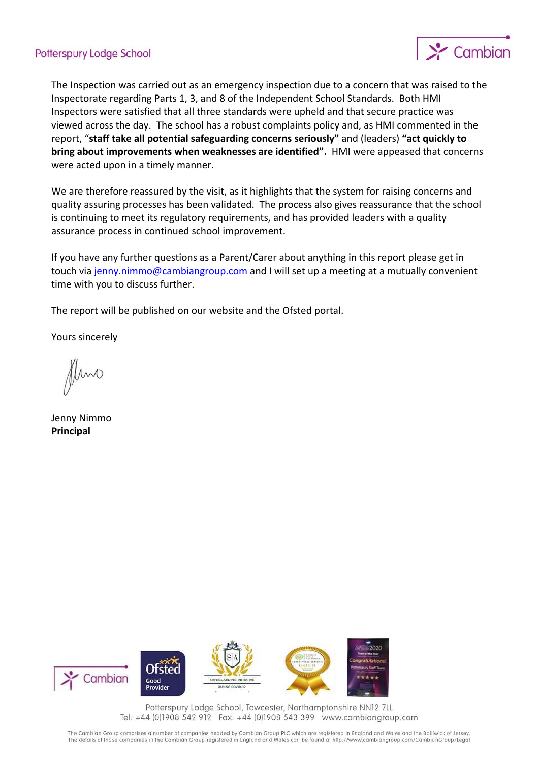The Inspection was carried out as an emergency inspection due to a concern that was raised to the Inspectorate regarding Parts 1, 3, and 8 of the Independent School Standards. Both HMI Inspectors were satisfied that all three standards were upheld and that secure practice was viewed across the day. The school has a robust complaints policy and, as HMI commented in the report, "**staff take all potential safeguarding concerns seriously"** and (leaders) **"act quickly to bring about improvements when weaknesses are identified".** HMI were appeased that concerns were acted upon in a timely manner.

We are therefore reassured by the visit, as it highlights that the system for raising concerns and quality assuring processes has been validated. The process also gives reassurance that the school is continuing to meet its regulatory requirements, and has provided leaders with a quality assurance process in continued school improvement.

If you have any further questions as a Parent/Carer about anything in this report please get in touch via jenny.nimmo@cambiangroup.com and I will set up a meeting at a mutually convenient time with you to discuss further.

The report will be published on our website and the Ofsted portal.

Yours sincerely

Jenny Nimmo
**Principal**

Potterspury Lodge School, Towcester, Northamptonshire NN12 7LL
Tel: +44 (0)1908 542 912 Fax: +44 (0)1908 543 399 www.cambiangroup.com

The Cambian Group comprises a number of companies headed by Cambian Group PLC which are registered in England and Wales and the Bailiwick of Jersey. The details of those companies in the Cambian Group registered in England and Wales can be found at http://www.cambiangroup.com/CambianGroup/Legal